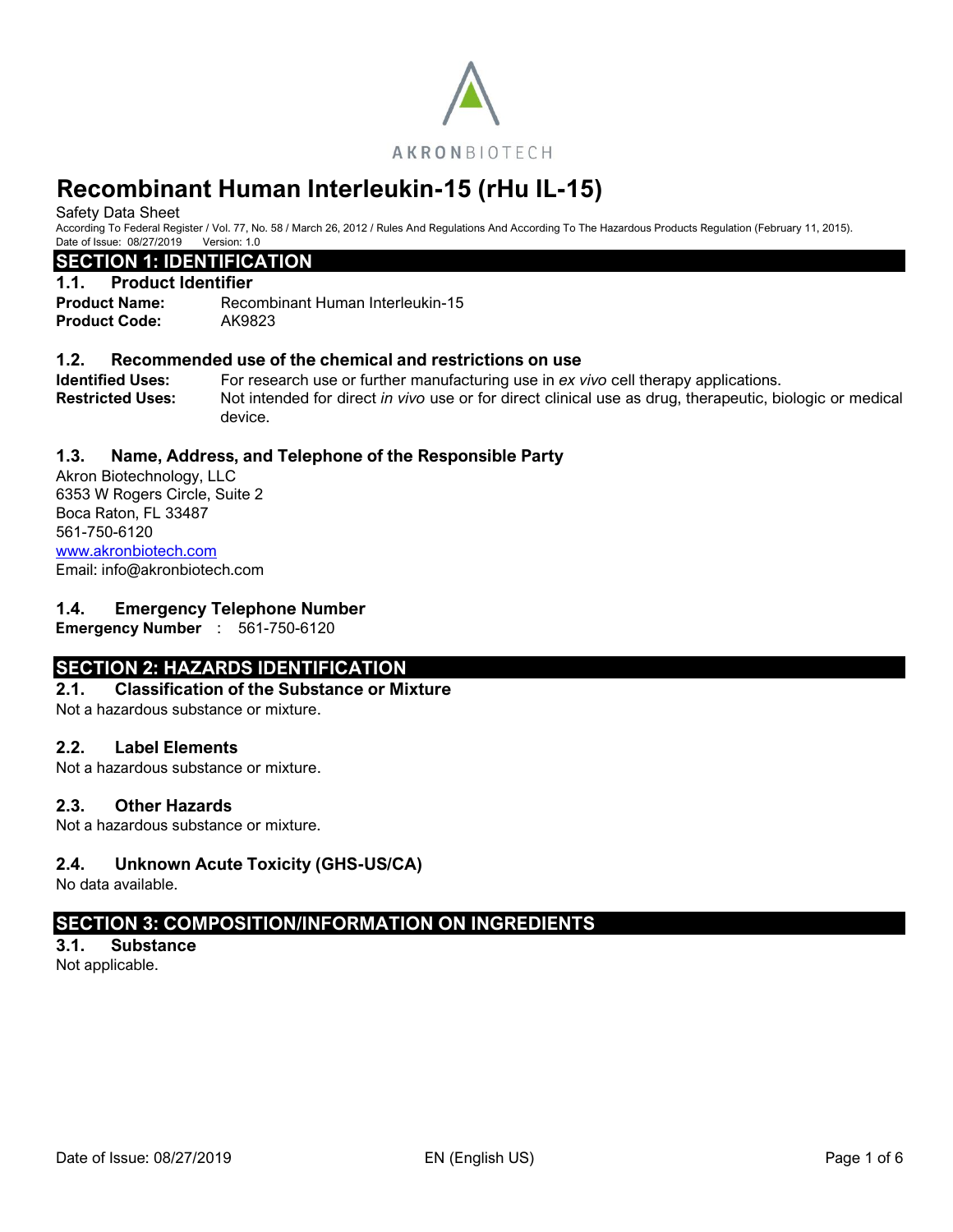AKRONBIOTECH

# Recombinant Human Interleukin-15 (rHu IL-15)

Safety Data Sheet

According To Federal Register / Vol. 77, No. 58 / March 26, 2012 / Rules And Regulations And According To The Hazardous Products Regulation (February 11, 2015).

Date of Issue: 08/27/2019 Version: 1.0

## SECTION 1: IDENTIFICATION

### 1.1. Product Identifier

**Product Name:** Recombinant Human Interleukin-15

**Product Code:** AK9823

### 1.2. Recommended use of the chemical and restrictions on use

**Identified Uses:** For research use or further manufacturing use in *ex vivo* cell therapy applications.

**Restricted Uses:** Not intended for direct *in vivo* use or for direct clinical use as drug, therapeutic, biologic or medical device.

### 1.3. Name, Address, and Telephone of the Responsible Party

Akron Biotechnology, LLC
6353 W Rogers Circle, Suite 2
Boca Raton, FL 33487
561-750-6120
www.akronbiotech.com
Email: info@akronbiotech.com

### 1.4. Emergency Telephone Number

**Emergency Number** : 561-750-6120

## SECTION 2: HAZARDS IDENTIFICATION

### 2.1. Classification of the Substance or Mixture

Not a hazardous substance or mixture.

### 2.2. Label Elements

Not a hazardous substance or mixture.

### 2.3. Other Hazards

Not a hazardous substance or mixture.

### 2.4. Unknown Acute Toxicity (GHS-US/CA)

No data available.

## SECTION 3: COMPOSITION/INFORMATION ON INGREDIENTS

### 3.1. Substance

Not applicable.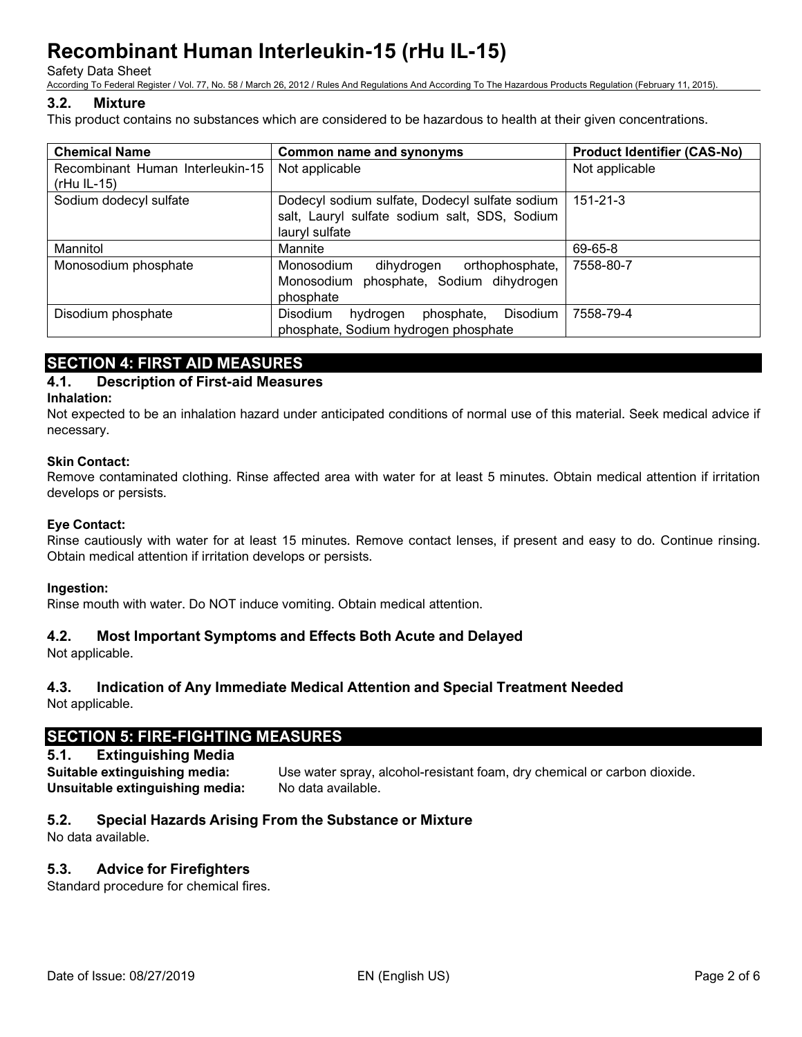### 3.2. Mixture

This product contains no substances which are considered to be hazardous to health at their given concentrations.

| Chemical Name | Common name and synonyms | Product Identifier (CAS-No) |
|---|---|---|
| Recombinant Human Interleukin-15 (rHu IL-15) | Not applicable | Not applicable |
| Sodium dodecyl sulfate | Dodecyl sodium sulfate, Dodecyl sulfate sodium salt, Lauryl sulfate sodium salt, SDS, Sodium lauryl sulfate | 151-21-3 |
| Mannitol | Mannite | 69-65-8 |
| Monosodium phosphate | Monosodium dihydrogen orthophosphate, Monosodium phosphate, Sodium dihydrogen phosphate | 7558-80-7 |
| Disodium phosphate | Disodium hydrogen phosphate, Disodium phosphate, Sodium hydrogen phosphate | 7558-79-4 |

## SECTION 4: FIRST AID MEASURES

### 4.1. Description of First-aid Measures

**Inhalation:**

Not expected to be an inhalation hazard under anticipated conditions of normal use of this material. Seek medical advice if necessary.

**Skin Contact:**

Remove contaminated clothing. Rinse affected area with water for at least 5 minutes. Obtain medical attention if irritation develops or persists.

**Eye Contact:**

Rinse cautiously with water for at least 15 minutes. Remove contact lenses, if present and easy to do. Continue rinsing. Obtain medical attention if irritation develops or persists.

**Ingestion:**

Rinse mouth with water. Do NOT induce vomiting. Obtain medical attention.

### 4.2. Most Important Symptoms and Effects Both Acute and Delayed

Not applicable.

### 4.3. Indication of Any Immediate Medical Attention and Special Treatment Needed

Not applicable.

## SECTION 5: FIRE-FIGHTING MEASURES

### 5.1. Extinguishing Media

**Suitable extinguishing media:** Use water spray, alcohol-resistant foam, dry chemical or carbon dioxide.

**Unsuitable extinguishing media:** No data available.

### 5.2. Special Hazards Arising From the Substance or Mixture

No data available.

### 5.3. Advice for Firefighters

Standard procedure for chemical fires.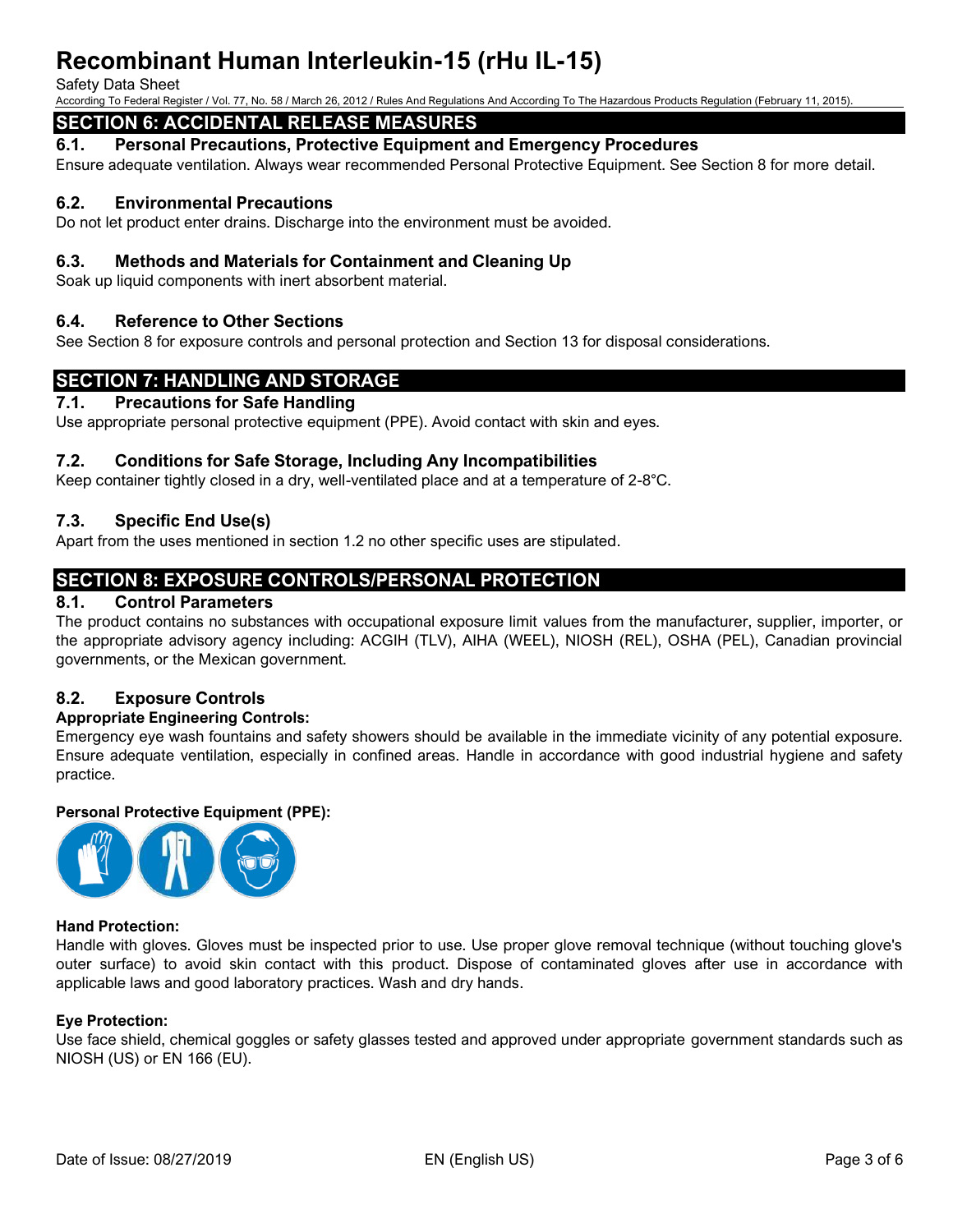## SECTION 6: ACCIDENTAL RELEASE MEASURES

### 6.1. Personal Precautions, Protective Equipment and Emergency Procedures

Ensure adequate ventilation. Always wear recommended Personal Protective Equipment. See Section 8 for more detail.

### 6.2. Environmental Precautions

Do not let product enter drains. Discharge into the environment must be avoided.

### 6.3. Methods and Materials for Containment and Cleaning Up

Soak up liquid components with inert absorbent material.

### 6.4. Reference to Other Sections

See Section 8 for exposure controls and personal protection and Section 13 for disposal considerations.

## SECTION 7: HANDLING AND STORAGE

### 7.1. Precautions for Safe Handling

Use appropriate personal protective equipment (PPE). Avoid contact with skin and eyes.

### 7.2. Conditions for Safe Storage, Including Any Incompatibilities

Keep container tightly closed in a dry, well-ventilated place and at a temperature of 2-8°C.

### 7.3. Specific End Use(s)

Apart from the uses mentioned in section 1.2 no other specific uses are stipulated.

## SECTION 8: EXPOSURE CONTROLS/PERSONAL PROTECTION

### 8.1. Control Parameters

The product contains no substances with occupational exposure limit values from the manufacturer, supplier, importer, or the appropriate advisory agency including: ACGIH (TLV), AIHA (WEEL), NIOSH (REL), OSHA (PEL), Canadian provincial governments, or the Mexican government.

### 8.2. Exposure Controls

**Appropriate Engineering Controls:**

Emergency eye wash fountains and safety showers should be available in the immediate vicinity of any potential exposure. Ensure adequate ventilation, especially in confined areas. Handle in accordance with good industrial hygiene and safety practice.

**Personal Protective Equipment (PPE):**

**Hand Protection:**

Handle with gloves. Gloves must be inspected prior to use. Use proper glove removal technique (without touching glove's outer surface) to avoid skin contact with this product. Dispose of contaminated gloves after use in accordance with applicable laws and good laboratory practices. Wash and dry hands.

**Eye Protection:**

Use face shield, chemical goggles or safety glasses tested and approved under appropriate government standards such as NIOSH (US) or EN 166 (EU).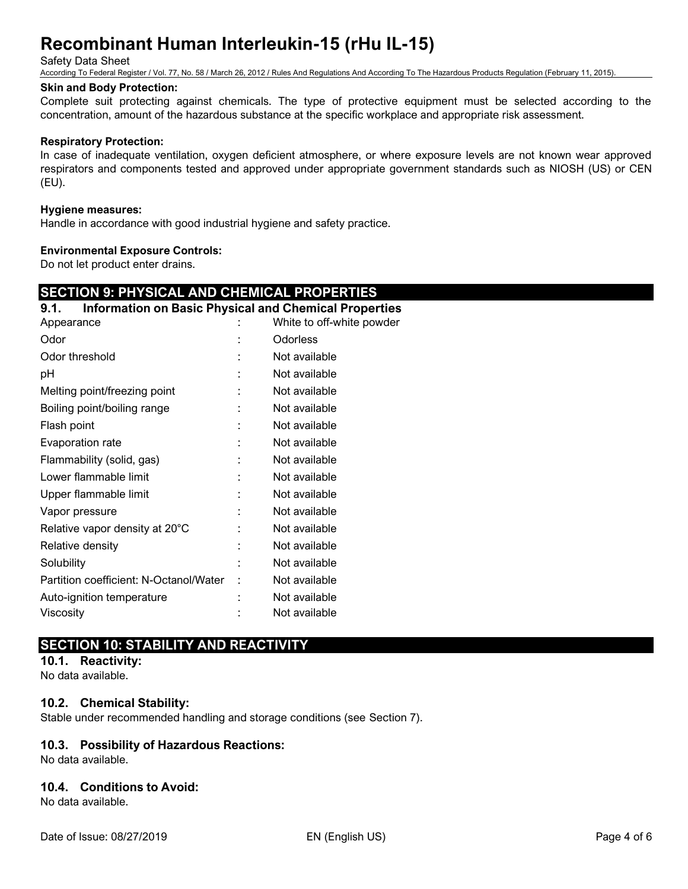#### Skin and Body Protection:

Complete suit protecting against chemicals. The type of protective equipment must be selected according to the concentration, amount of the hazardous substance at the specific workplace and appropriate risk assessment.

#### Respiratory Protection:

In case of inadequate ventilation, oxygen deficient atmosphere, or where exposure levels are not known wear approved respirators and components tested and approved under appropriate government standards such as NIOSH (US) or CEN (EU).

#### Hygiene measures:

Handle in accordance with good industrial hygiene and safety practice.

#### Environmental Exposure Controls:

Do not let product enter drains.

## SECTION 9: PHYSICAL AND CHEMICAL PROPERTIES

### 9.1. Information on Basic Physical and Chemical Properties

| Property | | Value |
|---|---|---|
| Appearance | : | White to off-white powder |
| Odor | : | Odorless |
| Odor threshold | : | Not available |
| pH | : | Not available |
| Melting point/freezing point | : | Not available |
| Boiling point/boiling range | : | Not available |
| Flash point | : | Not available |
| Evaporation rate | : | Not available |
| Flammability (solid, gas) | : | Not available |
| Lower flammable limit | : | Not available |
| Upper flammable limit | : | Not available |
| Vapor pressure | : | Not available |
| Relative vapor density at 20°C | : | Not available |
| Relative density | : | Not available |
| Solubility | : | Not available |
| Partition coefficient: N-Octanol/Water | : | Not available |
| Auto-ignition temperature | : | Not available |
| Viscosity | : | Not available |

## SECTION 10: STABILITY AND REACTIVITY

### 10.1. Reactivity:

No data available.

### 10.2. Chemical Stability:

Stable under recommended handling and storage conditions (see Section 7).

### 10.3. Possibility of Hazardous Reactions:

No data available.

### 10.4. Conditions to Avoid:

No data available.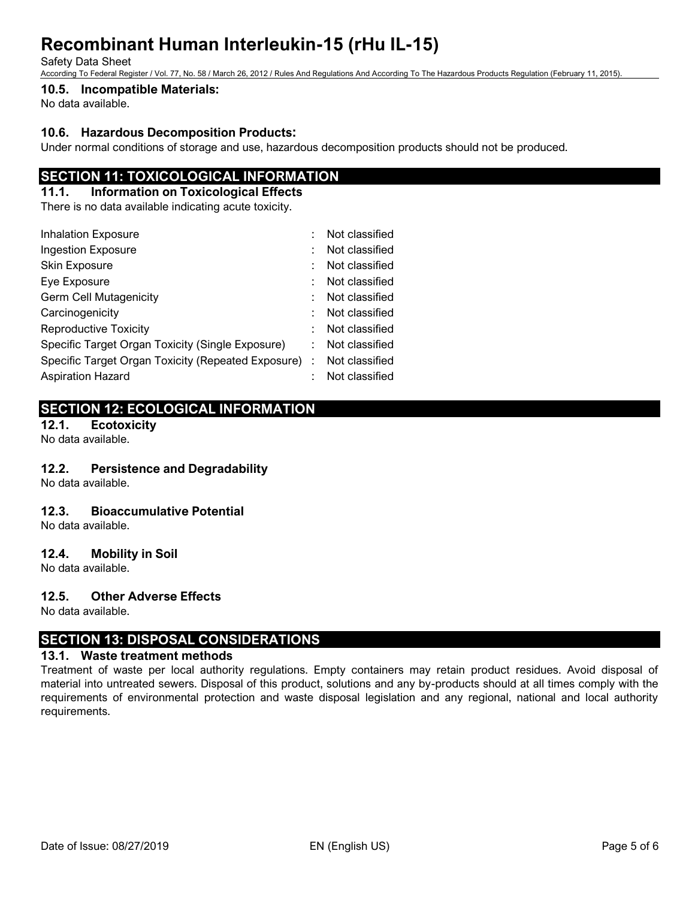### 10.5. Incompatible Materials:

No data available.

### 10.6. Hazardous Decomposition Products:

Under normal conditions of storage and use, hazardous decomposition products should not be produced.

## SECTION 11: TOXICOLOGICAL INFORMATION

### 11.1. Information on Toxicological Effects

There is no data available indicating acute toxicity.

| | | |
|---|---|---|
| Inhalation Exposure | : | Not classified |
| Ingestion Exposure | : | Not classified |
| Skin Exposure | : | Not classified |
| Eye Exposure | : | Not classified |
| Germ Cell Mutagenicity | : | Not classified |
| Carcinogenicity | : | Not classified |
| Reproductive Toxicity | : | Not classified |
| Specific Target Organ Toxicity (Single Exposure) | : | Not classified |
| Specific Target Organ Toxicity (Repeated Exposure) | : | Not classified |
| Aspiration Hazard | : | Not classified |

## SECTION 12: ECOLOGICAL INFORMATION

### 12.1. Ecotoxicity

No data available.

### 12.2. Persistence and Degradability

No data available.

### 12.3. Bioaccumulative Potential

No data available.

### 12.4. Mobility in Soil

No data available.

### 12.5. Other Adverse Effects

No data available.

## SECTION 13: DISPOSAL CONSIDERATIONS

### 13.1. Waste treatment methods

Treatment of waste per local authority regulations. Empty containers may retain product residues. Avoid disposal of material into untreated sewers. Disposal of this product, solutions and any by-products should at all times comply with the requirements of environmental protection and waste disposal legislation and any regional, national and local authority requirements.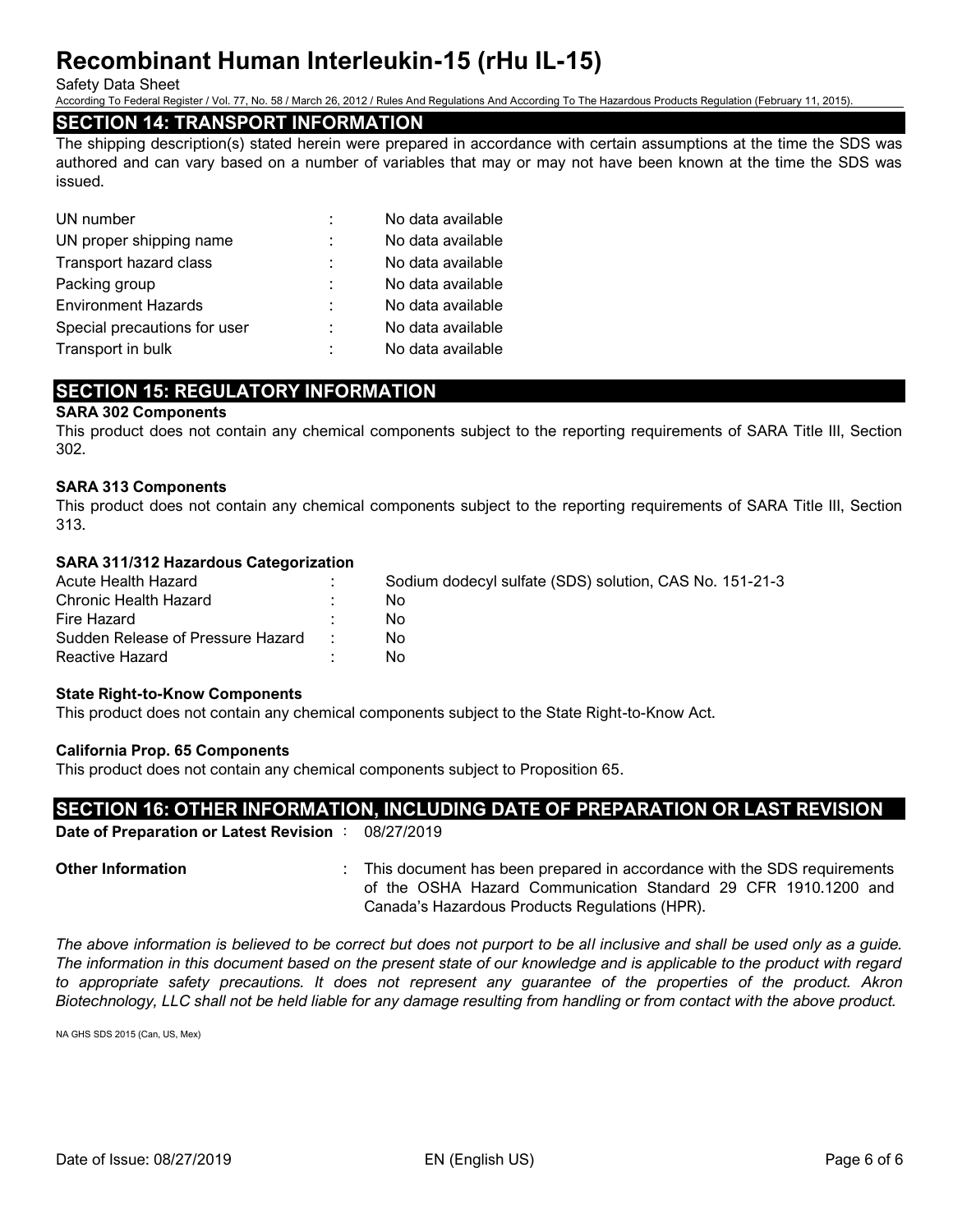## SECTION 14: TRANSPORT INFORMATION

The shipping description(s) stated herein were prepared in accordance with certain assumptions at the time the SDS was authored and can vary based on a number of variables that may or may not have been known at the time the SDS was issued.

| | | |
|---|---|---|
| UN number | : | No data available |
| UN proper shipping name | : | No data available |
| Transport hazard class | : | No data available |
| Packing group | : | No data available |
| Environment Hazards | : | No data available |
| Special precautions for user | : | No data available |
| Transport in bulk | : | No data available |

## SECTION 15: REGULATORY INFORMATION

**SARA 302 Components**

This product does not contain any chemical components subject to the reporting requirements of SARA Title III, Section 302.

**SARA 313 Components**

This product does not contain any chemical components subject to the reporting requirements of SARA Title III, Section 313.

**SARA 311/312 Hazardous Categorization**

| | | |
|---|---|---|
| Acute Health Hazard | : | Sodium dodecyl sulfate (SDS) solution, CAS No. 151-21-3 |
| Chronic Health Hazard | : | No |
| Fire Hazard | : | No |
| Sudden Release of Pressure Hazard | : | No |
| Reactive Hazard | : | No |

**State Right-to-Know Components**

This product does not contain any chemical components subject to the State Right-to-Know Act.

**California Prop. 65 Components**

This product does not contain any chemical components subject to Proposition 65.

## SECTION 16: OTHER INFORMATION, INCLUDING DATE OF PREPARATION OR LAST REVISION

**Date of Preparation or Latest Revision** : 08/27/2019

**Other Information** : This document has been prepared in accordance with the SDS requirements of the OSHA Hazard Communication Standard 29 CFR 1910.1200 and Canada's Hazardous Products Regulations (HPR).

*The above information is believed to be correct but does not purport to be all inclusive and shall be used only as a guide. The information in this document based on the present state of our knowledge and is applicable to the product with regard to appropriate safety precautions. It does not represent any guarantee of the properties of the product. Akron Biotechnology, LLC shall not be held liable for any damage resulting from handling or from contact with the above product.*

NA GHS SDS 2015 (Can, US, Mex)